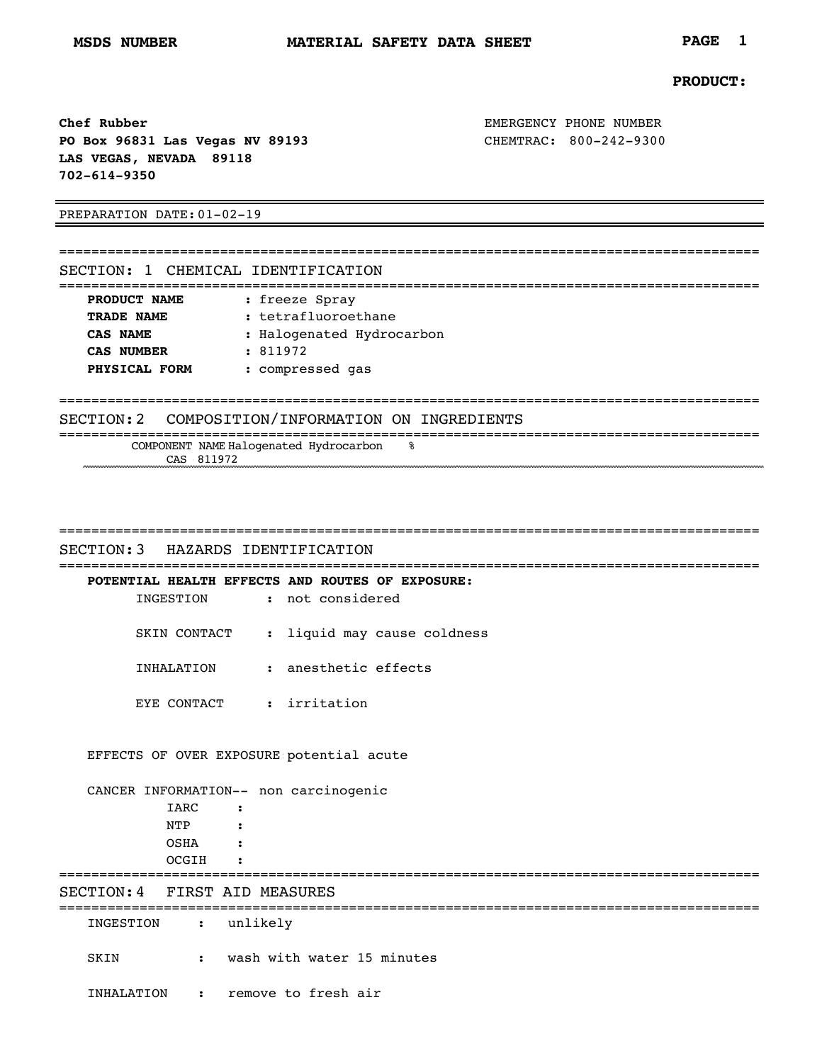**MSDS NUMBER** **MATERIAL SAFETY DATA SHEET**

**PRODUCT:**

**Chef Rubber**
**PO Box 96831 Las Vegas NV 89193**
**LAS VEGAS, NEVADA 89118**
**702-614-9350**

EMERGENCY PHONE NUMBER
CHEMTRAC: 800-242-9300

PREPARATION DATE: 01-02-19

## SECTION: 1 CHEMICAL IDENTIFICATION

- **PRODUCT NAME** : freeze Spray
- **TRADE NAME** : tetrafluoroethane
- **CAS NAME** : Halogenated Hydrocarbon
- **CAS NUMBER** : 811972
- **PHYSICAL FORM** : compressed gas

## SECTION: 2 COMPOSITION/INFORMATION ON INGREDIENTS

| COMPONENT NAME | % |
|---|---|
| Halogenated Hydrocarbon<br>CAS 811972 | |

## SECTION: 3 HAZARDS IDENTIFICATION

**POTENTIAL HEALTH EFFECTS AND ROUTES OF EXPOSURE:**

- INGESTION : not considered
- SKIN CONTACT : liquid may cause coldness
- INHALATION : anesthetic effects
- EYE CONTACT : irritation

EFFECTS OF OVER EXPOSURE potential acute

CANCER INFORMATION-- non carcinogenic

- IARC :
- NTP :
- OSHA :
- OCGIH :

## SECTION: 4 FIRST AID MEASURES

- INGESTION : unlikely
- SKIN : wash with water 15 minutes
- INHALATION : remove to fresh air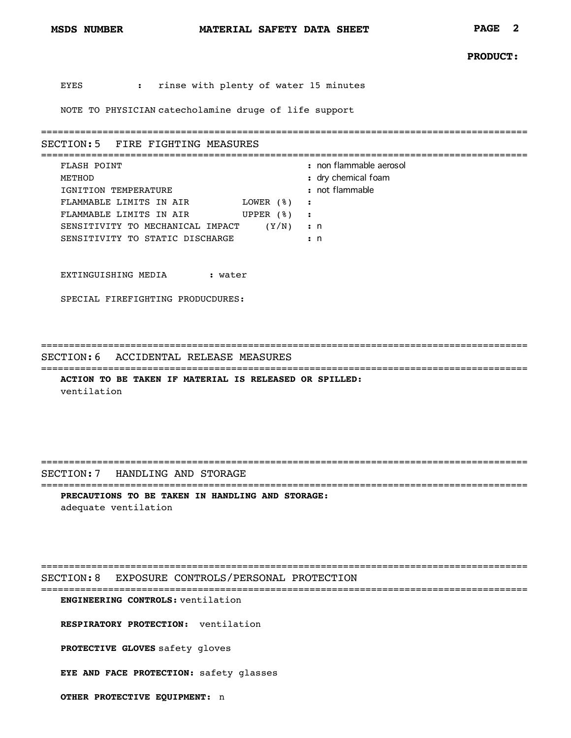EYES : rinse with plenty of water 15 minutes

NOTE TO PHYSICIAN catecholamine druge of life support

## SECTION: 5 FIRE FIGHTING MEASURES

| | | |
|---|---|---|
| FLASH POINT | | : non flammable aerosol |
| METHOD | | : dry chemical foam |
| IGNITION TEMPERATURE | | : not flammable |
| FLAMMABLE LIMITS IN AIR | LOWER (%) | : |
| FLAMMABLE LIMITS IN AIR | UPPER (%) | : |
| SENSITIVITY TO MECHANICAL IMPACT | (Y/N) | : n |
| SENSITIVITY TO STATIC DISCHARGE | | : n |

EXTINGUISHING MEDIA : water

SPECIAL FIREFIGHTING PRODUCDURES:

## SECTION: 6 ACCIDENTAL RELEASE MEASURES

**ACTION TO BE TAKEN IF MATERIAL IS RELEASED OR SPILLED:**
ventilation

## SECTION: 7 HANDLING AND STORAGE

**PRECAUTIONS TO BE TAKEN IN HANDLING AND STORAGE:**
adequate ventilation

## SECTION: 8 EXPOSURE CONTROLS/PERSONAL PROTECTION

**ENGINEERING CONTROLS:** ventilation

**RESPIRATORY PROTECTION:** ventilation

**PROTECTIVE GLOVES** safety gloves

**EYE AND FACE PROTECTION:** safety glasses

**OTHER PROTECTIVE EQUIPMENT:** n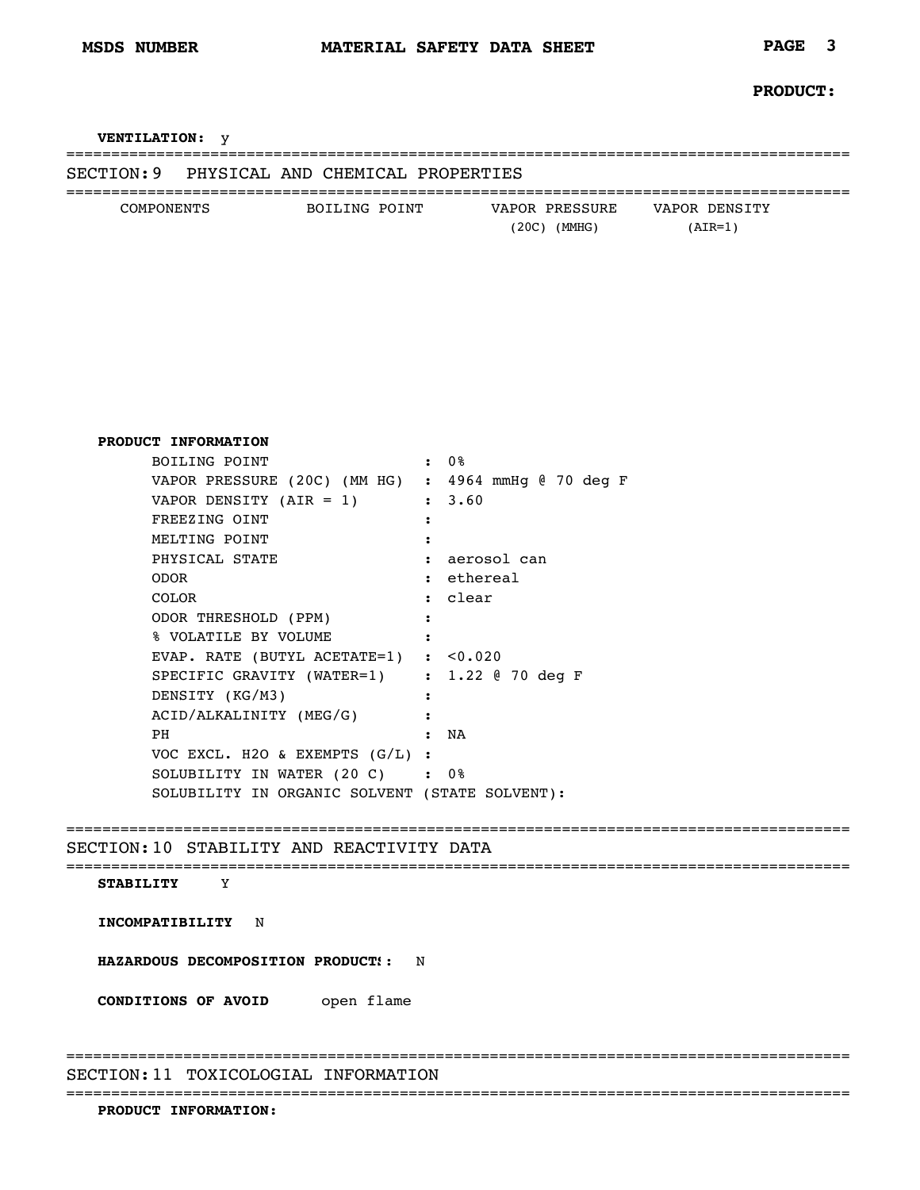**PRODUCT:**

**VENTILATION:** y

## SECTION:9 PHYSICAL AND CHEMICAL PROPERTIES

| COMPONENTS | BOILING POINT | VAPOR PRESSURE (20C) (MMHG) | VAPOR DENSITY (AIR=1) |
|---|---|---|---|

**PRODUCT INFORMATION**

| | | |
|---|---|---|
| BOILING POINT | : | 0% |
| VAPOR PRESSURE (20C) (MM HG) | : | 4964 mmHg @ 70 deg F |
| VAPOR DENSITY (AIR = 1) | : | 3.60 |
| FREEZING OINT | : | |
| MELTING POINT | : | |
| PHYSICAL STATE | : | aerosol can |
| ODOR | : | ethereal |
| COLOR | : | clear |
| ODOR THRESHOLD (PPM) | : | |
| % VOLATILE BY VOLUME | : | |
| EVAP. RATE (BUTYL ACETATE=1) | : | <0.020 |
| SPECIFIC GRAVITY (WATER=1) | : | 1.22 @ 70 deg F |
| DENSITY (KG/M3) | : | |
| ACID/ALKALINITY (MEG/G) | : | |
| PH | : | NA |
| VOC EXCL. H2O & EXEMPTS (G/L) | : | |
| SOLUBILITY IN WATER (20 C) | : | 0% |

SOLUBILITY IN ORGANIC SOLVENT (STATE SOLVENT):

## SECTION:10 STABILITY AND REACTIVITY DATA

**STABILITY** Y

**INCOMPATIBILITY** N

**HAZARDOUS DECOMPOSITION PRODUCTS:** N

**CONDITIONS OF AVOID** open flame

## SECTION:11 TOXICOLOGIAL INFORMATION

**PRODUCT INFORMATION:**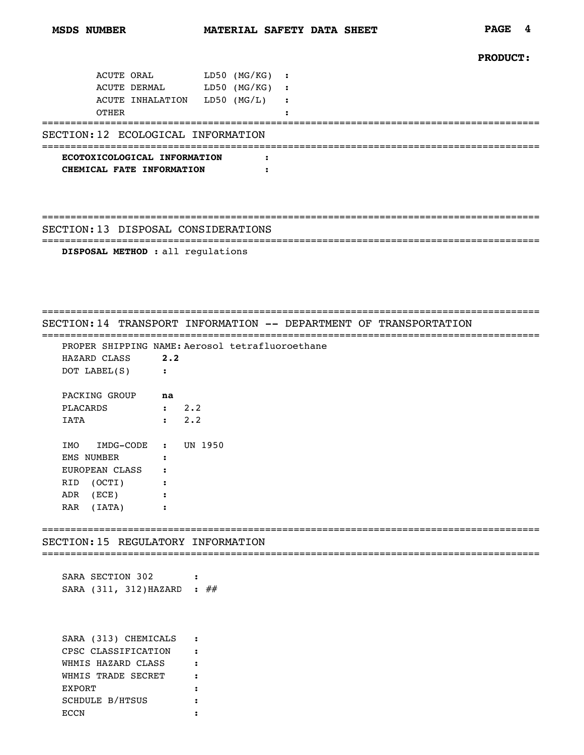PRODUCT:

ACUTE ORAL LD50 (MG/KG) :
ACUTE DERMAL LD50 (MG/KG) :
ACUTE INHALATION LD50 (MG/L) :
OTHER :

## SECTION: 12 ECOLOGICAL INFORMATION

**ECOTOXICOLOGICAL INFORMATION** :
**CHEMICAL FATE INFORMATION** :

## SECTION: 13 DISPOSAL CONSIDERATIONS

**DISPOSAL METHOD :** all regulations

## SECTION: 14 TRANSPORT INFORMATION -- DEPARTMENT OF TRANSPORTATION

PROPER SHIPPING NAME: Aerosol tetrafluoroethane
HAZARD CLASS **2.2**
DOT LABEL(S) :

PACKING GROUP **na**
PLACARDS : 2.2
IATA : 2.2

IMO IMDG-CODE : UN 1950
EMS NUMBER :
EUROPEAN CLASS :
RID (OCTI) :
ADR (ECE) :
RAR (IATA) :

## SECTION: 15 REGULATORY INFORMATION

SARA SECTION 302 :
SARA (311, 312)HAZARD : *##*

SARA (313) CHEMICALS :
CPSC CLASSIFICATION :
WHMIS HAZARD CLASS :
WHMIS TRADE SECRET :
EXPORT :
SCHDULE B/HTSUS :
ECCN :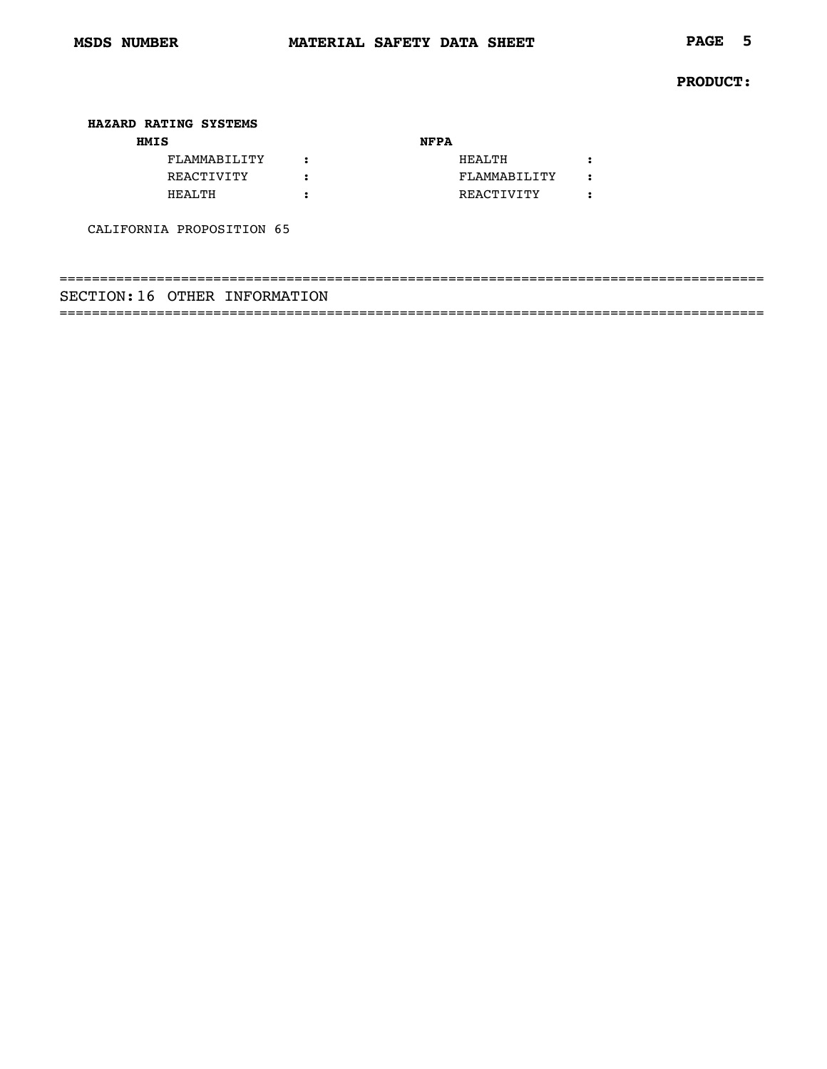**PRODUCT:**

**HAZARD RATING SYSTEMS**

| **HMIS** | | **NFPA** | |
|---|---|---|---|
| FLAMMABILITY | : | HEALTH | : |
| REACTIVITY | : | FLAMMABILITY | : |
| HEALTH | : | REACTIVITY | : |

CALIFORNIA PROPOSITION 65

## SECTION:16 OTHER INFORMATION